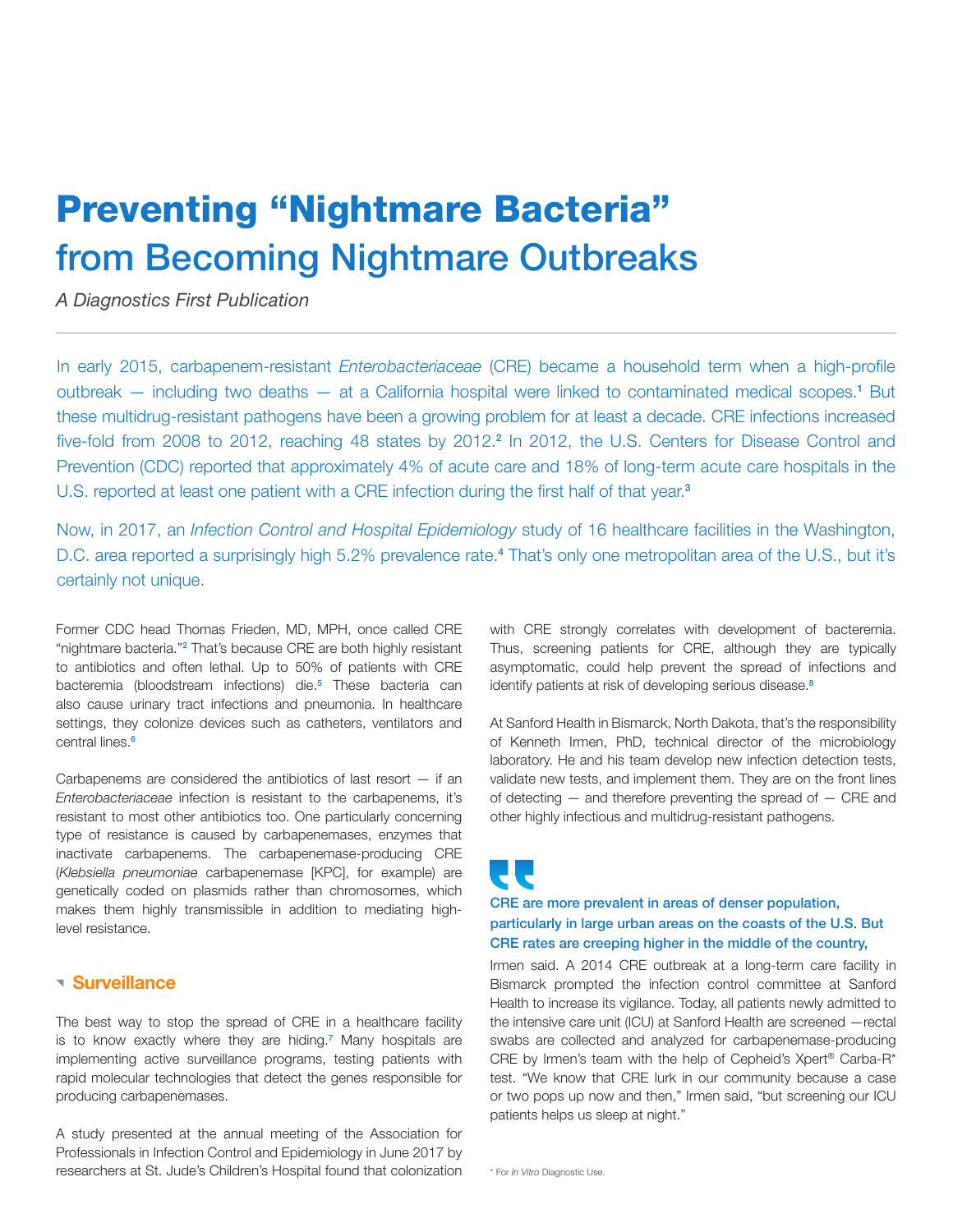# Preventing "Nightmare Bacteria" from Becoming Nightmare Outbreaks

*A Diagnostics First Publication*

In early 2015, carbapenem-resistant *Enterobacteriaceae* (CRE) became a household term when a high-profile outbreak — including two deaths — at a California hospital were linked to contaminated medical scopes.[1] But these multidrug-resistant pathogens have been a growing problem for at least a decade. CRE infections increased five-fold from 2008 to 2012, reaching 48 states by 2012.[2] In 2012, the U.S. Centers for Disease Control and Prevention (CDC) reported that approximately 4% of acute care and 18% of long-term acute care hospitals in the U.S. reported at least one patient with a CRE infection during the first half of that year.[3]

Now, in 2017, an *Infection Control and Hospital Epidemiology* study of 16 healthcare facilities in the Washington, D.C. area reported a surprisingly high 5.2% prevalence rate.[4] That's only one metropolitan area of the U.S., but it's certainly not unique.

Former CDC head Thomas Frieden, MD, MPH, once called CRE "nightmare bacteria."[2] That's because CRE are both highly resistant to antibiotics and often lethal. Up to 50% of patients with CRE bacteremia (bloodstream infections) die.[5] These bacteria can also cause urinary tract infections and pneumonia. In healthcare settings, they colonize devices such as catheters, ventilators and central lines.[6]

Carbapenems are considered the antibiotics of last resort — if an *Enterobacteriaceae* infection is resistant to the carbapenems, it's resistant to most other antibiotics too. One particularly concerning type of resistance is caused by carbapenemases, enzymes that inactivate carbapenems. The carbapenemase-producing CRE (*Klebsiella pneumoniae* carbapenemase [KPC], for example) are genetically coded on plasmids rather than chromosomes, which makes them highly transmissible in addition to mediating high-level resistance.

## Surveillance

The best way to stop the spread of CRE in a healthcare facility is to know exactly where they are hiding.[7] Many hospitals are implementing active surveillance programs, testing patients with rapid molecular technologies that detect the genes responsible for producing carbapenemases.

A study presented at the annual meeting of the Association for Professionals in Infection Control and Epidemiology in June 2017 by researchers at St. Jude's Children's Hospital found that colonization with CRE strongly correlates with development of bacteremia. Thus, screening patients for CRE, although they are typically asymptomatic, could help prevent the spread of infections and identify patients at risk of developing serious disease.[8]

At Sanford Health in Bismarck, North Dakota, that's the responsibility of Kenneth Irmen, PhD, technical director of the microbiology laboratory. He and his team develop new infection detection tests, validate new tests, and implement them. They are on the front lines of detecting — and therefore preventing the spread of — CRE and other highly infectious and multidrug-resistant pathogens.

**CRE are more prevalent in areas of denser population, particularly in large urban areas on the coasts of the U.S. But CRE rates are creeping higher in the middle of the country,**

Irmen said. A 2014 CRE outbreak at a long-term care facility in Bismarck prompted the infection control committee at Sanford Health to increase its vigilance. Today, all patients newly admitted to the intensive care unit (ICU) at Sanford Health are screened —rectal swabs are collected and analyzed for carbapenemase-producing CRE by Irmen's team with the help of Cepheid's Xpert® Carba-R* test. "We know that CRE lurk in our community because a case or two pops up now and then," Irmen said, "but screening our ICU patients helps us sleep at night."

\* For *In Vitro* Diagnostic Use.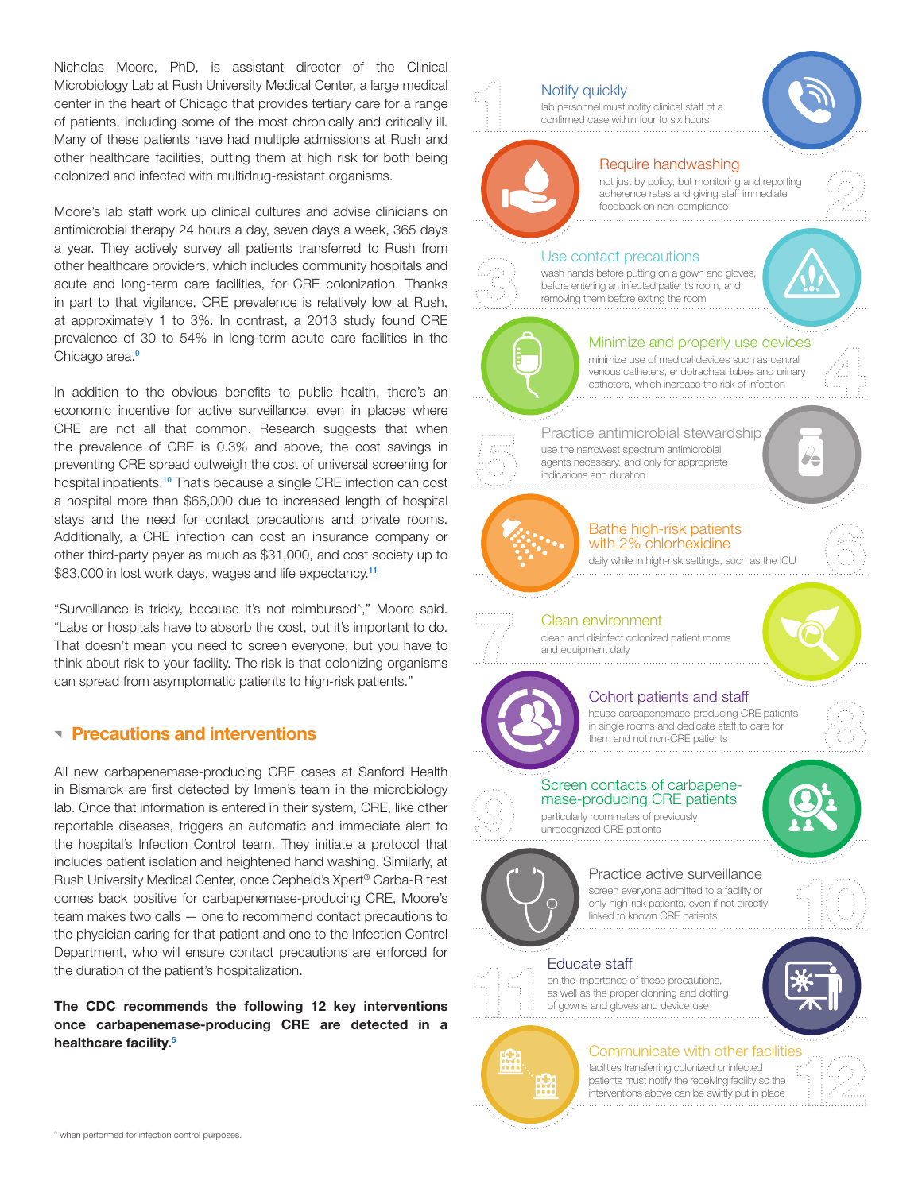Nicholas Moore, PhD, is assistant director of the Clinical Microbiology Lab at Rush University Medical Center, a large medical center in the heart of Chicago that provides tertiary care for a range of patients, including some of the most chronically and critically ill. Many of these patients have had multiple admissions at Rush and other healthcare facilities, putting them at high risk for both being colonized and infected with multidrug-resistant organisms.

Moore's lab staff work up clinical cultures and advise clinicians on antimicrobial therapy 24 hours a day, seven days a week, 365 days a year. They actively survey all patients transferred to Rush from other healthcare providers, which includes community hospitals and acute and long-term care facilities, for CRE colonization. Thanks in part to that vigilance, CRE prevalence is relatively low at Rush, at approximately 1 to 3%. In contrast, a 2013 study found CRE prevalence of 30 to 54% in long-term acute care facilities in the Chicago area.[9]

In addition to the obvious benefits to public health, there's an economic incentive for active surveillance, even in places where CRE are not all that common. Research suggests that when the prevalence of CRE is 0.3% and above, the cost savings in preventing CRE spread outweigh the cost of universal screening for hospital inpatients.[10] That's because a single CRE infection can cost a hospital more than $66,000 due to increased length of hospital stays and the need for contact precautions and private rooms. Additionally, a CRE infection can cost an insurance company or other third-party payer as much as $31,000, and cost society up to $83,000 in lost work days, wages and life expectancy.[11]

"Surveillance is tricky, because it's not reimbursed^," Moore said. "Labs or hospitals have to absorb the cost, but it's important to do. That doesn't mean you need to screen everyone, but you have to think about risk to your facility. The risk is that colonizing organisms can spread from asymptomatic patients to high-risk patients."

## Precautions and interventions

All new carbapenemase-producing CRE cases at Sanford Health in Bismarck are first detected by Irmen's team in the microbiology lab. Once that information is entered in their system, CRE, like other reportable diseases, triggers an automatic and immediate alert to the hospital's Infection Control team. They initiate a protocol that includes patient isolation and heightened hand washing. Similarly, at Rush University Medical Center, once Cepheid's Xpert® Carba-R test comes back positive for carbapenemase-producing CRE, Moore's team makes two calls — one to recommend contact precautions to the physician caring for that patient and one to the Infection Control Department, who will ensure contact precautions are enforced for the duration of the patient's hospitalization.

**The CDC recommends the following 12 key interventions once carbapenemase-producing CRE are detected in a healthcare facility.[5]**

1. **Notify quickly** — lab personnel must notify clinical staff of a confirmed case within four to six hours
2. **Require handwashing** — not just by policy, but monitoring and reporting adherence rates and giving staff immediate feedback on non-compliance
3. **Use contact precautions** — wash hands before putting on a gown and gloves, before entering an infected patient's room, and removing them before exiting the room
4. **Minimize and properly use devices** — minimize use of medical devices such as central venous catheters, endotracheal tubes and urinary catheters, which increase the risk of infection
5. **Practice antimicrobial stewardship** — use the narrowest spectrum antimicrobial agents necessary, and only for appropriate indications and duration
6. **Bathe high-risk patients with 2% chlorhexidine** — daily while in high-risk settings, such as the ICU
7. **Clean environment** — clean and disinfect colonized patient rooms and equipment daily
8. **Cohort patients and staff** — house carbapenemase-producing CRE patients in single rooms and dedicate staff to care for them and not non-CRE patients
9. **Screen contacts of carbapenemase-producing CRE patients** — particularly roommates of previously unrecognized CRE patients
10. **Practice active surveillance** — screen everyone admitted to a facility or only high-risk patients, even if not directly linked to known CRE patients
11. **Educate staff** — on the importance of these precautions, as well as the proper donning and doffing of gowns and gloves and device use
12. **Communicate with other facilities** — facilities transferring colonized or infected patients must notify the receiving facility so the interventions above can be swiftly put in place

^ when performed for infection control purposes.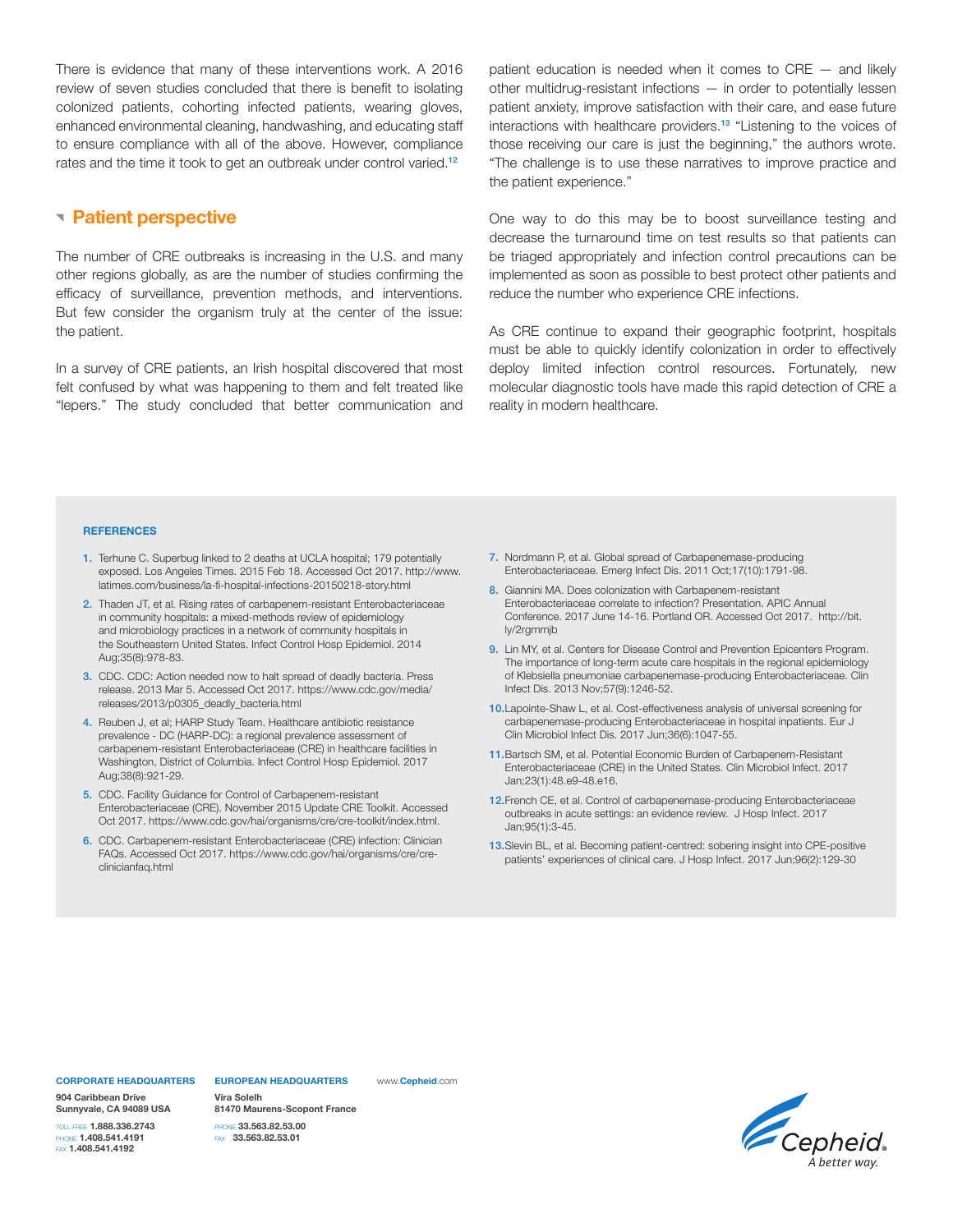There is evidence that many of these interventions work. A 2016 review of seven studies concluded that there is benefit to isolating colonized patients, cohorting infected patients, wearing gloves, enhanced environmental cleaning, handwashing, and educating staff to ensure compliance with all of the above. However, compliance rates and the time it took to get an outbreak under control varied.[12]

## Patient perspective

The number of CRE outbreaks is increasing in the U.S. and many other regions globally, as are the number of studies confirming the efficacy of surveillance, prevention methods, and interventions. But few consider the organism truly at the center of the issue: the patient.

In a survey of CRE patients, an Irish hospital discovered that most felt confused by what was happening to them and felt treated like "lepers." The study concluded that better communication and patient education is needed when it comes to CRE — and likely other multidrug-resistant infections — in order to potentially lessen patient anxiety, improve satisfaction with their care, and ease future interactions with healthcare providers.[13] "Listening to the voices of those receiving our care is just the beginning," the authors wrote. "The challenge is to use these narratives to improve practice and the patient experience."

One way to do this may be to boost surveillance testing and decrease the turnaround time on test results so that patients can be triaged appropriately and infection control precautions can be implemented as soon as possible to best protect other patients and reduce the number who experience CRE infections.

As CRE continue to expand their geographic footprint, hospitals must be able to quickly identify colonization in order to effectively deploy limited infection control resources. Fortunately, new molecular diagnostic tools have made this rapid detection of CRE a reality in modern healthcare.

### REFERENCES

1. Terhune C. Superbug linked to 2 deaths at UCLA hospital; 179 potentially exposed. Los Angeles Times. 2015 Feb 18. Accessed Oct 2017. http://www.latimes.com/business/la-fi-hospital-infections-20150218-story.html
2. Thaden JT, et al. Rising rates of carbapenem-resistant Enterobacteriaceae in community hospitals: a mixed-methods review of epidemiology and microbiology practices in a network of community hospitals in the Southeastern United States. Infect Control Hosp Epidemiol. 2014 Aug;35(8):978-83.
3. CDC. CDC: Action needed now to halt spread of deadly bacteria. Press release. 2013 Mar 5. Accessed Oct 2017. https://www.cdc.gov/media/releases/2013/p0305_deadly_bacteria.html
4. Reuben J, et al; HARP Study Team. Healthcare antibiotic resistance prevalence - DC (HARP-DC): a regional prevalence assessment of carbapenem-resistant Enterobacteriaceae (CRE) in healthcare facilities in Washington, District of Columbia. Infect Control Hosp Epidemiol. 2017 Aug;38(8):921-29.
5. CDC. Facility Guidance for Control of Carbapenem-resistant Enterobacteriaceae (CRE). November 2015 Update CRE Toolkit. Accessed Oct 2017. https://www.cdc.gov/hai/organisms/cre/cre-toolkit/index.html.
6. CDC. Carbapenem-resistant Enterobacteriaceae (CRE) infection: Clinician FAQs. Accessed Oct 2017. https://www.cdc.gov/hai/organisms/cre/cre-clinicianfaq.html
7. Nordmann P, et al. Global spread of Carbapenemase-producing Enterobacteriaceae. Emerg Infect Dis. 2011 Oct;17(10):1791-98.
8. Giannini MA. Does colonization with Carbapenem-resistant Enterobacteriaceae correlate to infection? Presentation. APIC Annual Conference. 2017 June 14-16. Portland OR. Accessed Oct 2017. http://bit.ly/2rgmmjb
9. Lin MY, et al. Centers for Disease Control and Prevention Epicenters Program. The importance of long-term acute care hospitals in the regional epidemiology of Klebsiella pneumoniae carbapenemase-producing Enterobacteriaceae. Clin Infect Dis. 2013 Nov;57(9):1246-52.
10. Lapointe-Shaw L, et al. Cost-effectiveness analysis of universal screening for carbapenemase-producing Enterobacteriaceae in hospital inpatients. Eur J Clin Microbiol Infect Dis. 2017 Jun;36(6):1047-55.
11. Bartsch SM, et al. Potential Economic Burden of Carbapenem-Resistant Enterobacteriaceae (CRE) in the United States. Clin Microbiol Infect. 2017 Jan;23(1):48.e9-48.e16.
12. French CE, et al. Control of carbapenemase-producing Enterobacteriaceae outbreaks in acute settings: an evidence review. J Hosp Infect. 2017 Jan;95(1):3-45.
13. Slevin BL, et al. Becoming patient-centred: sobering insight into CPE-positive patients' experiences of clinical care. J Hosp Infect. 2017 Jun;96(2):129-30

**CORPORATE HEADQUARTERS**
**904 Caribbean Drive**
**Sunnyvale, CA 94089 USA**
TOLL FREE **1.888.336.2743**
PHONE **1.408.541.4191**
FAX **1.408.541.4192**

**EUROPEAN HEADQUARTERS**
**Vira Solelh**
**81470 Maurens-Scopont France**
PHONE **33.563.82.53.00**
FAX **33.563.82.53.01**

www.**Cepheid**.com

Cepheid. A better way.